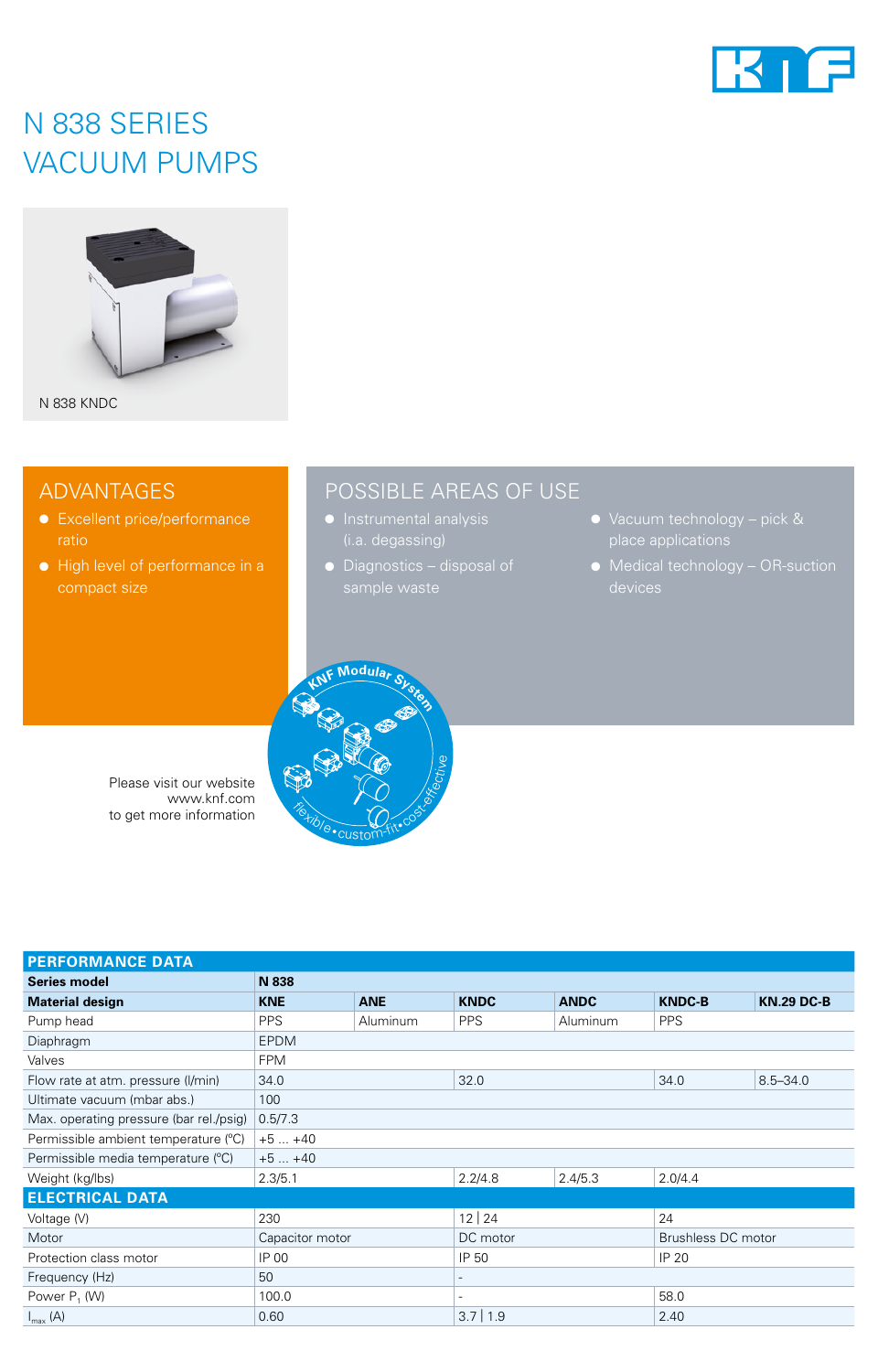# N 838 SERIES VACUUM PUMPS

N 838 KNDC

## ADVANTAGES

- Excellent price/performance ratio
- High level of performance in a compact size

## POSSIBLE AREAS OF USE

- Instrumental analysis (i.a. degassing)
- Diagnostics – disposal of sample waste
- Vacuum technology – pick & place applications
- Medical technology – OR-suction devices

KNF Modular System

flexible • custom-fit • cost-effective

Please visit our website www.knf.com to get more information

| PERFORMANCE DATA | | | | | | |
|---|---|---|---|---|---|---|
| **Series model** | **N 838** | | | | | |
| **Material design** | **KNE** | **ANE** | **KNDC** | **ANDC** | **KNDC-B** | **KN.29 DC-B** |
| Pump head | PPS | Aluminum | PPS | Aluminum | PPS | |
| Diaphragm | EPDM | | | | | |
| Valves | FPM | | | | | |
| Flow rate at atm. pressure (l/min) | 34.0 | | 32.0 | | 34.0 | 8.5–34.0 |
| Ultimate vacuum (mbar abs.) | 100 | | | | | |
| Max. operating pressure (bar rel./psig) | 0.5/7.3 | | | | | |
| Permissible ambient temperature (°C) | +5 ... +40 | | | | | |
| Permissible media temperature (°C) | +5 ... +40 | | | | | |
| Weight (kg/lbs) | 2.3/5.1 | | 2.2/4.8 | 2.4/5.3 | 2.0/4.4 | |
| **ELECTRICAL DATA** | | | | | | |
| Voltage (V) | 230 | | 12 \| 24 | | 24 | |
| Motor | Capacitor motor | | DC motor | | Brushless DC motor | |
| Protection class motor | IP 00 | | IP 50 | | IP 20 | |
| Frequency (Hz) | 50 | | - | | | |
| Power $P_1$ (W) | 100.0 | | - | | 58.0 | |
| $I_{max}$ (A) | 0.60 | | 3.7 \| 1.9 | | 2.40 | |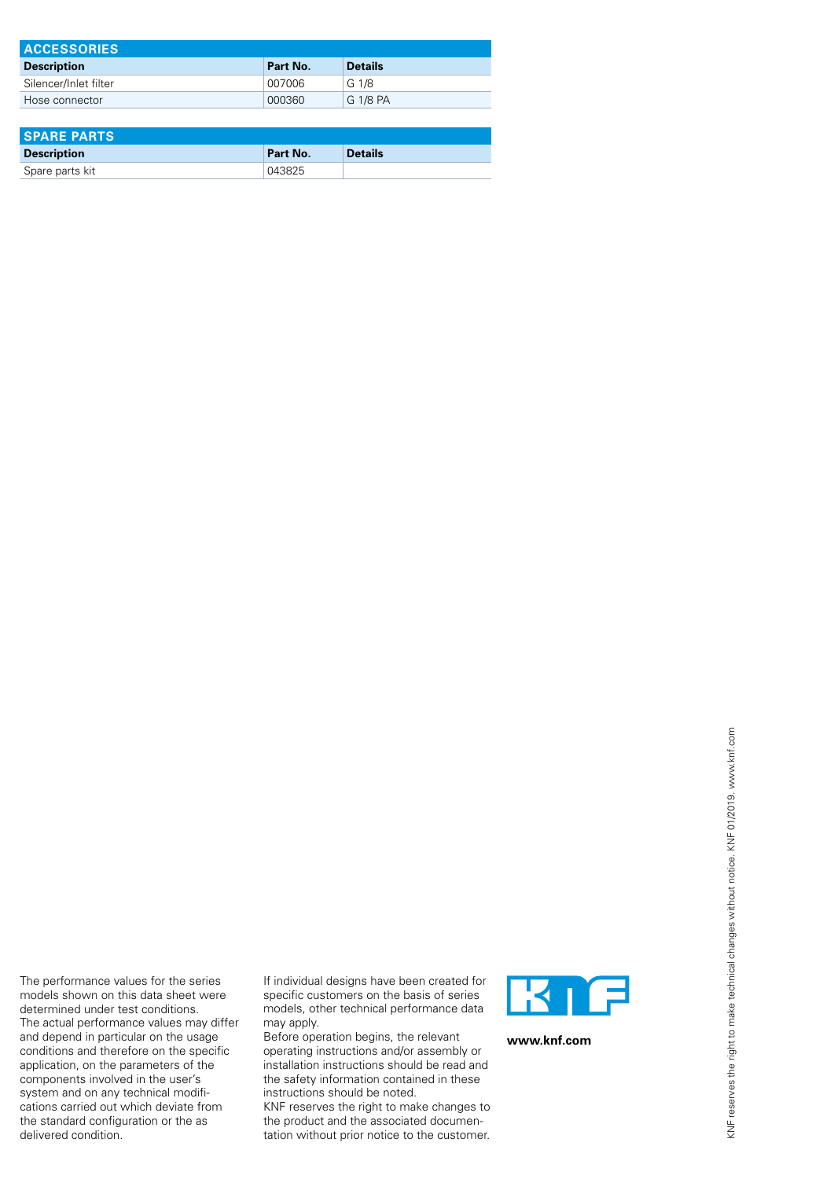## ACCESSORIES

| Description | Part No. | Details |
|---|---|---|
| Silencer/Inlet filter | 007006 | G 1/8 |
| Hose connector | 000360 | G 1/8 PA |

## SPARE PARTS

| Description | Part No. | Details |
|---|---|---|
| Spare parts kit | 043825 | |

The performance values for the series models shown on this data sheet were determined under test conditions. The actual performance values may differ and depend in particular on the usage conditions and therefore on the specific application, on the parameters of the components involved in the user's system and on any technical modifications carried out which deviate from the standard configuration or the as delivered condition.

If individual designs have been created for specific customers on the basis of series models, other technical performance data may apply.
Before operation begins, the relevant operating instructions and/or assembly or installation instructions should be read and the safety information contained in these instructions should be noted.
KNF reserves the right to make changes to the product and the associated documentation without prior notice to the customer.

**www.knf.com**

KNF reserves the right to make technical changes without notice. KNF 01/2019. www.knf.com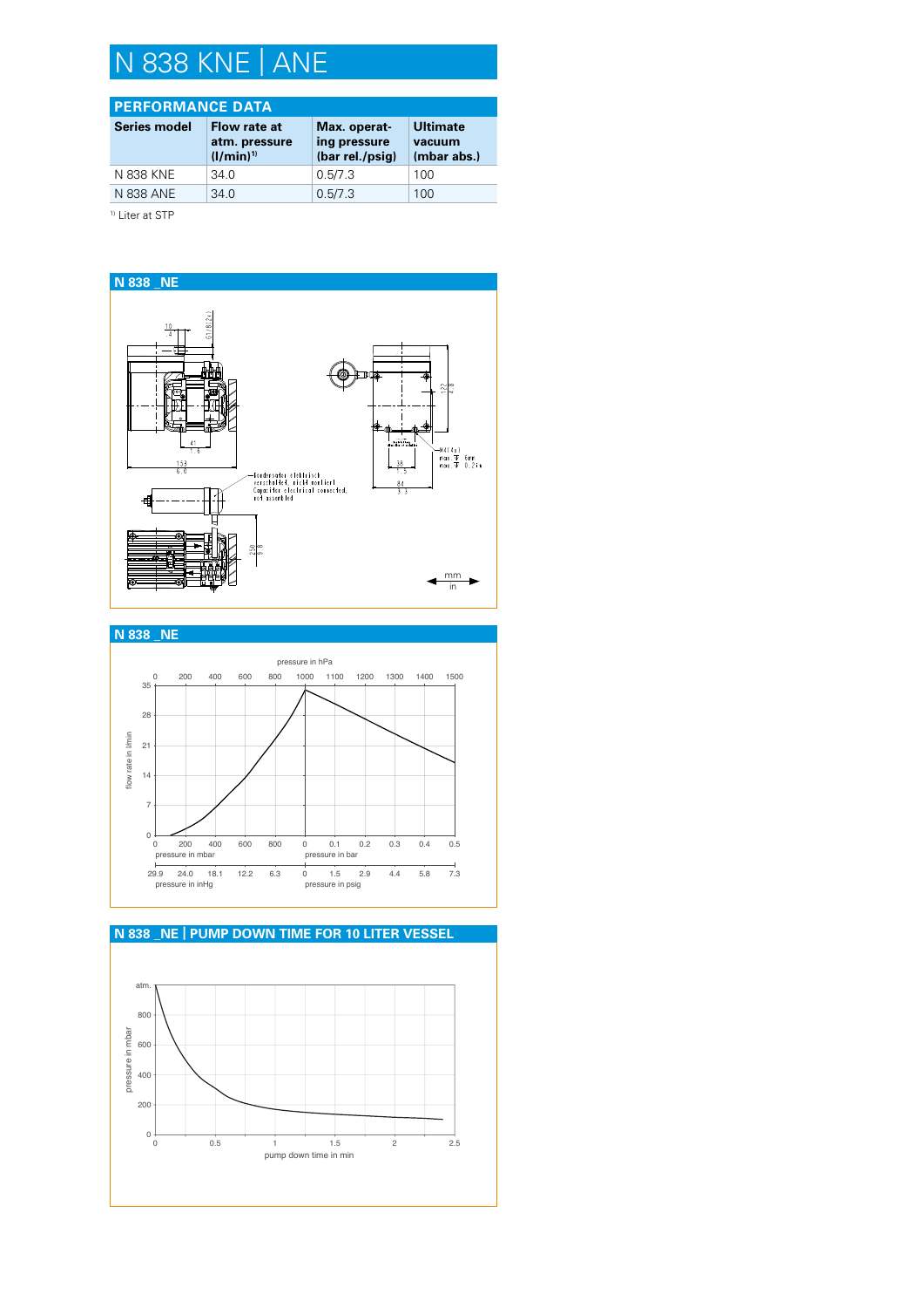# N 838 KNE | ANE

## PERFORMANCE DATA

| Series model | Flow rate at atm. pressure (l/min)[1] | Max. operating pressure (bar rel./psig) | Ultimate vacuum (mbar abs.) |
|---|---|---|---|
| N 838 KNE | 34.0 | 0.5/7.3 | 100 |
| N 838 ANE | 34.0 | 0.5/7.3 | 100 |

[1] Liter at STP

## N 838 _NE

Kondensator elektrisch verschaltet, nicht montiert
Capacitor electrical connected, not assembled

M4 (4x)
max. 6 mm
max. 0.2 in

mm / in

## N 838 _NE

## N 838 _NE | PUMP DOWN TIME FOR 10 LITER VESSEL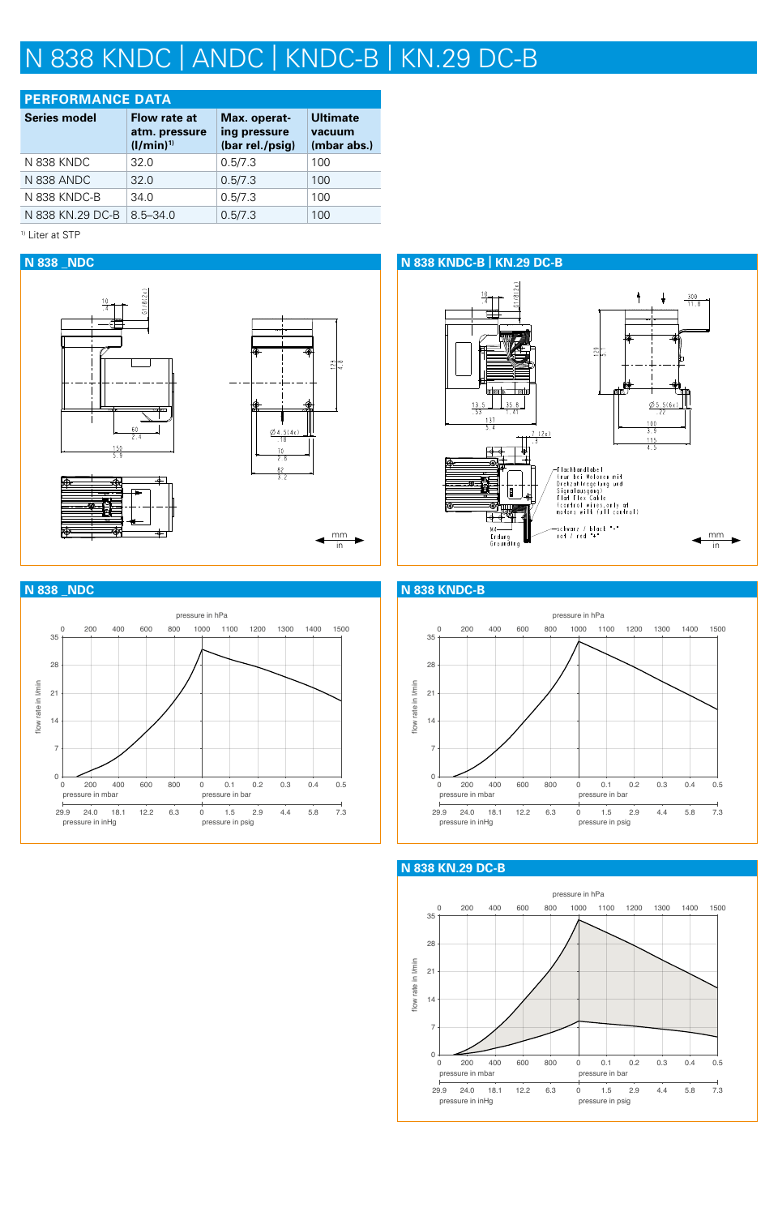# N 838 KNDC | ANDC | KNDC-B | KN.29 DC-B

## PERFORMANCE DATA

| Series model | Flow rate at atm. pressure (l/min)[1] | Max. operating pressure (bar rel./psig) | Ultimate vacuum (mbar abs.) |
|---|---|---|---|
| N 838 KNDC | 32.0 | 0.5/7.3 | 100 |
| N 838 ANDC | 32.0 | 0.5/7.3 | 100 |
| N 838 KNDC-B | 34.0 | 0.5/7.3 | 100 |
| N 838 KN.29 DC-B | 8.5–34.0 | 0.5/7.3 | 100 |

[1] Liter at STP

## N 838 _NDC

10
.4
G1/8(2x)
173
6.8
60
2.4
150
5.9
Ø4.5(4x)
.18
70
2.8
82
3.2

mm
in

## N 838 KNDC-B | KN.29 DC-B

10
.4
G1/8(2x)
300
11.8
129
5.1
13.5
.53
35.8
1.41
137
5.4
Ø5.5(6x)
.22
100
3.9
115
4.5
7 (2x)
.3

Flachbandkabel
(nur bei Motoren mit Drehzahlregelung und Signalausgang)
Flat Flex Cable
(control wires, only at motors with full control)

schwarz / black "-"
rot / red "+"
M4
Erdung
Grounding

mm
in

## N 838 _NDC

pressure in hPa
0 200 400 600 800 1000 1100 1200 1300 1400 1500
flow rate in l/min
0 7 14 21 28 35
0 200 400 600 800
pressure in mbar
0 0.1 0.2 0.3 0.4 0.5
pressure in bar
29.9 24.0 18.1 12.2 6.3
pressure in inHg
0 1.5 2.9 4.4 5.8 7.3
pressure in psig

## N 838 KNDC-B

pressure in hPa
0 200 400 600 800 1000 1100 1200 1300 1400 1500
flow rate in l/min
0 7 14 21 28 35
0 200 400 600 800
pressure in mbar
0 0.1 0.2 0.3 0.4 0.5
pressure in bar
29.9 24.0 18.1 12.2 6.3
pressure in inHg
0 1.5 2.9 4.4 5.8 7.3
pressure in psig

## N 838 KN.29 DC-B

pressure in hPa
0 200 400 600 800 1000 1100 1200 1300 1400 1500
flow rate in l/min
0 7 14 21 28 35
0 200 400 600 800
pressure in mbar
0 0.1 0.2 0.3 0.4 0.5
pressure in bar
29.9 24.0 18.1 12.2 6.3
pressure in inHg
0 1.5 2.9 4.4 5.8 7.3
pressure in psig